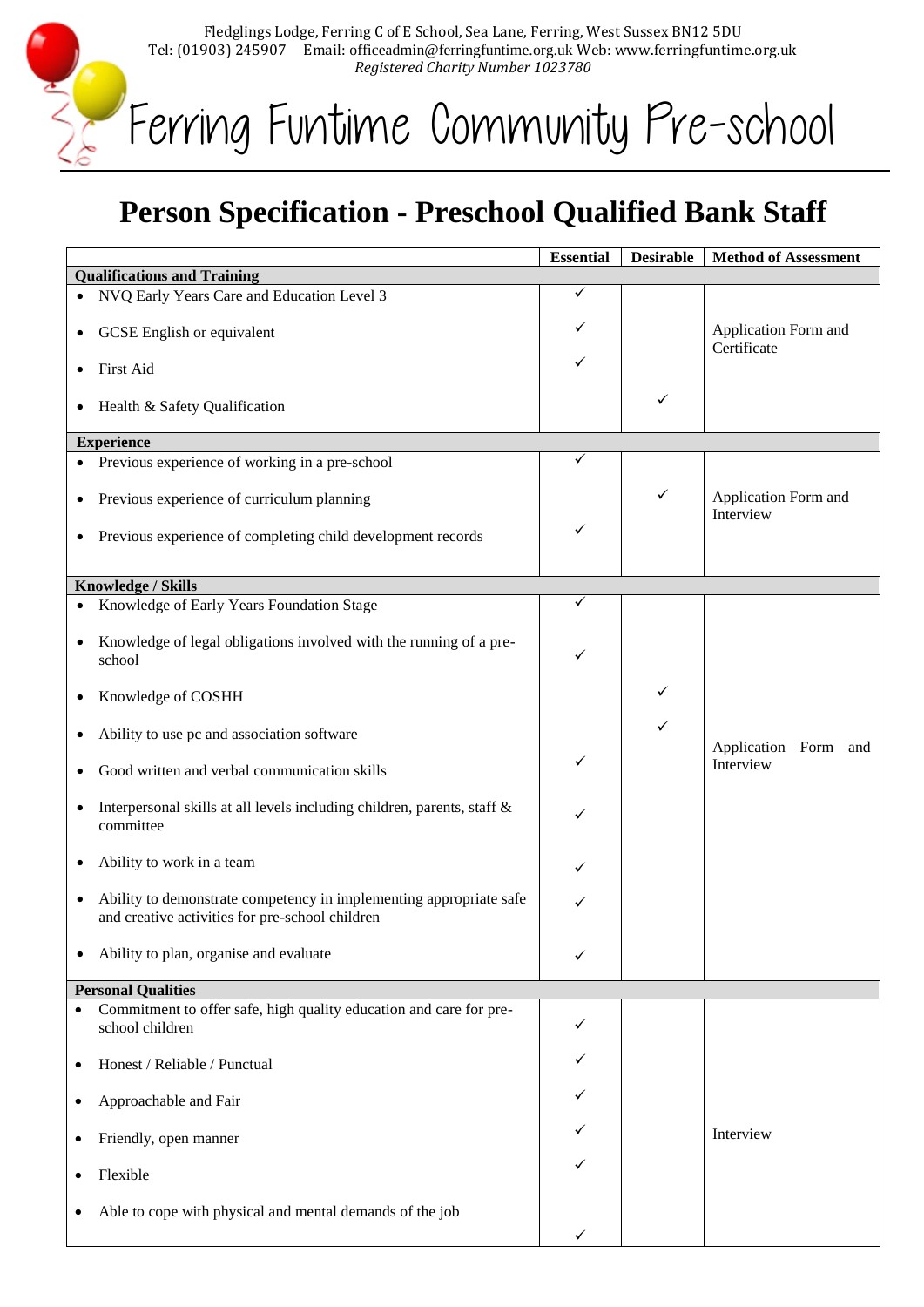Fledglings Lodge, Ferring C of E School, Sea Lane, Ferring, West Sussex BN12 5DU
Tel: (01903) 245907 Email: officeadmin@ferringfuntime.org.uk Web: www.ferringfuntime.org.uk
*Registered Charity Number 1023780*

# Ferring Funtime Community Pre-school

## Person Specification - Preschool Qualified Bank Staff

| | Essential | Desirable | Method of Assessment |
|---|---|---|---|
| **Qualifications and Training** | | | |
| • NVQ Early Years Care and Education Level 3 | ✓ | | Application Form and Certificate |
| • GCSE English or equivalent | ✓ | | |
| • First Aid | ✓ | | |
| • Health & Safety Qualification | | ✓ | |
| **Experience** | | | |
| • Previous experience of working in a pre-school | ✓ | | Application Form and Interview |
| • Previous experience of curriculum planning | | ✓ | |
| • Previous experience of completing child development records | ✓ | | |
| **Knowledge / Skills** | | | |
| • Knowledge of Early Years Foundation Stage | ✓ | | Application Form and Interview |
| • Knowledge of legal obligations involved with the running of a pre-school | ✓ | | |
| • Knowledge of COSHH | | ✓ | |
| • Ability to use pc and association software | | ✓ | |
| • Good written and verbal communication skills | ✓ | | |
| • Interpersonal skills at all levels including children, parents, staff & committee | ✓ | | |
| • Ability to work in a team | ✓ | | |
| • Ability to demonstrate competency in implementing appropriate safe and creative activities for pre-school children | ✓ | | |
| • Ability to plan, organise and evaluate | ✓ | | |
| **Personal Qualities** | | | |
| • Commitment to offer safe, high quality education and care for pre-school children | ✓ | | Interview |
| • Honest / Reliable / Punctual | ✓ | | |
| • Approachable and Fair | ✓ | | |
| • Friendly, open manner | ✓ | | |
| • Flexible | ✓ | | |
| • Able to cope with physical and mental demands of the job | ✓ | | |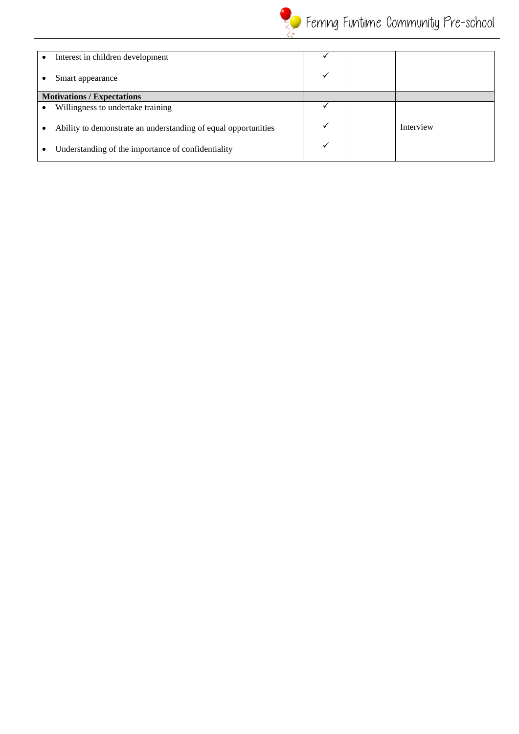| | | | |
|---|---|---|---|
| • Interest in children development<br><br>• Smart appearance | ✓<br><br>✓ | | |
| **Motivations / Expectations** | | | |
| • Willingness to undertake training<br><br>• Ability to demonstrate an understanding of equal opportunities<br><br>• Understanding of the importance of confidentiality | ✓<br><br>✓<br><br>✓ | | Interview |